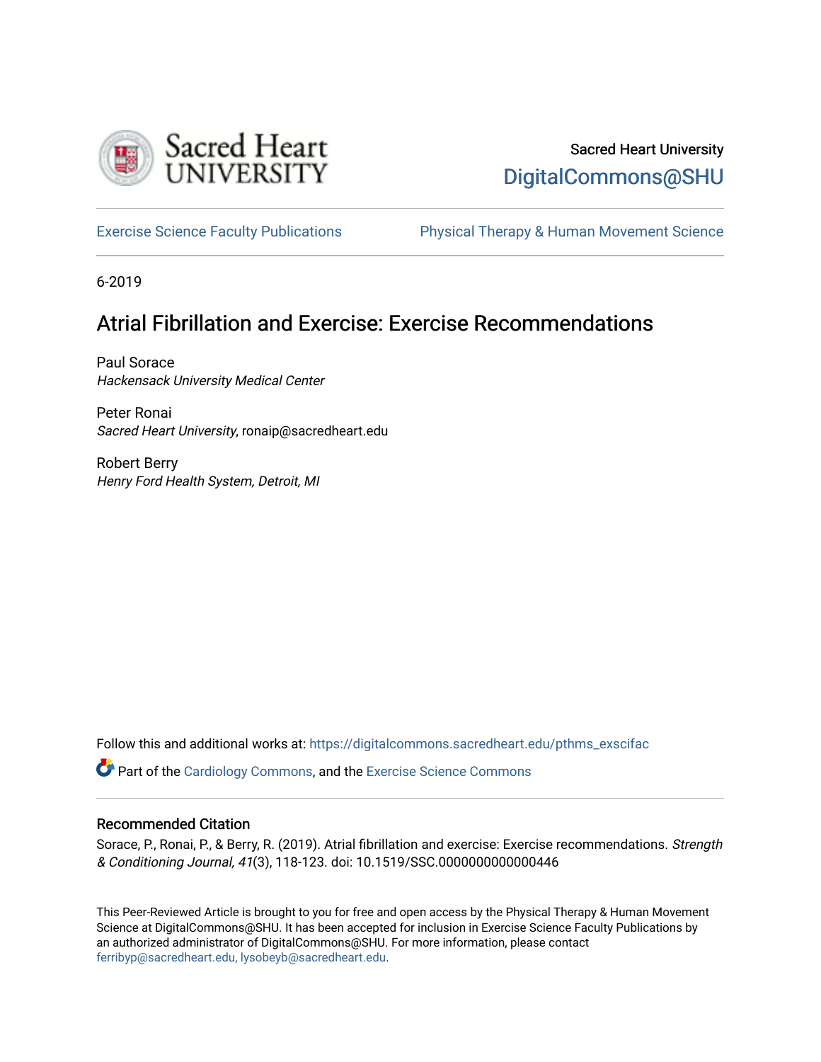Sacred Heart University

DigitalCommons@SHU

Exercise Science Faculty Publications

Physical Therapy & Human Movement Science

6-2019

# Atrial Fibrillation and Exercise: Exercise Recommendations

Paul Sorace
*Hackensack University Medical Center*

Peter Ronai
*Sacred Heart University*, ronaip@sacredheart.edu

Robert Berry
*Henry Ford Health System, Detroit, MI*

Follow this and additional works at: https://digitalcommons.sacredheart.edu/pthms_exscifac

Part of the Cardiology Commons, and the Exercise Science Commons

## Recommended Citation

Sorace, P., Ronai, P., & Berry, R. (2019). Atrial fibrillation and exercise: Exercise recommendations. *Strength & Conditioning Journal, 41*(3), 118-123. doi: 10.1519/SSC.0000000000000446

This Peer-Reviewed Article is brought to you for free and open access by the Physical Therapy & Human Movement Science at DigitalCommons@SHU. It has been accepted for inclusion in Exercise Science Faculty Publications by an authorized administrator of DigitalCommons@SHU. For more information, please contact ferribyp@sacredheart.edu, lysobeyb@sacredheart.edu.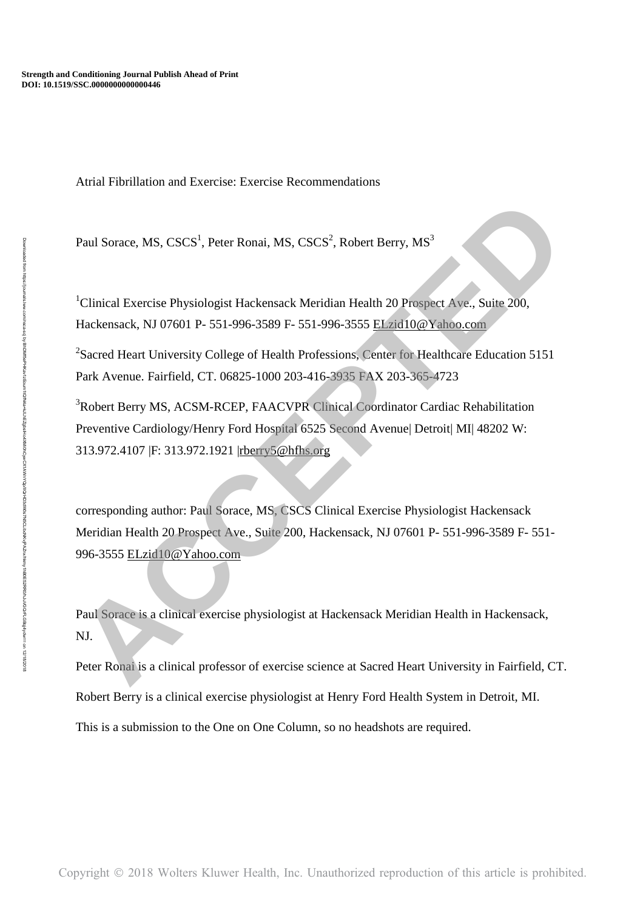Atrial Fibrillation and Exercise: Exercise Recommendations

Paul Sorace, MS, CSCS[1], Peter Ronai, MS, CSCS[2], Robert Berry, MS[3]

[1]Clinical Exercise Physiologist Hackensack Meridian Health 20 Prospect Ave., Suite 200, Hackensack, NJ 07601 P- 551-996-3589 F- 551-996-3555 ELzid10@Yahoo.com

[2]Sacred Heart University College of Health Professions, Center for Healthcare Education 5151 Park Avenue. Fairfield, CT. 06825-1000 203-416-3935 FAX 203-365-4723

[3]Robert Berry MS, ACSM-RCEP, FAACVPR Clinical Coordinator Cardiac Rehabilitation Preventive Cardiology/Henry Ford Hospital 6525 Second Avenue| Detroit| MI| 48202 W: 313.972.4107 |F: 313.972.1921 |rberry5@hfhs.org

corresponding author: Paul Sorace, MS, CSCS Clinical Exercise Physiologist Hackensack Meridian Health 20 Prospect Ave., Suite 200, Hackensack, NJ 07601 P- 551-996-3589 F- 551-996-3555 ELzid10@Yahoo.com

Paul Sorace is a clinical exercise physiologist at Hackensack Meridian Health in Hackensack, NJ.

Peter Ronai is a clinical professor of exercise science at Sacred Heart University in Fairfield, CT.

Robert Berry is a clinical exercise physiologist at Henry Ford Health System in Detroit, MI.

This is a submission to the One on One Column, so no headshots are required.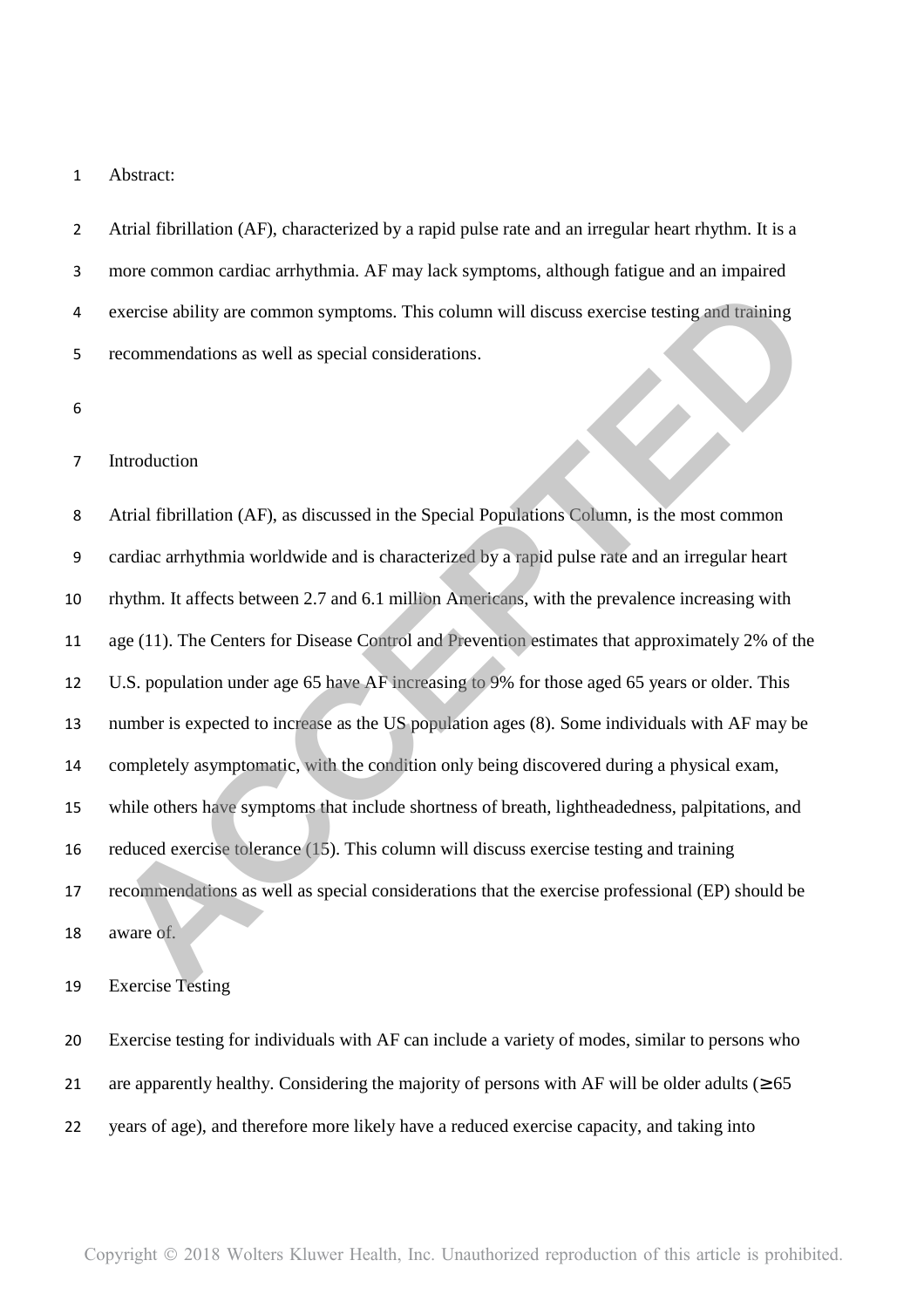Abstract:

Atrial fibrillation (AF), characterized by a rapid pulse rate and an irregular heart rhythm. It is a more common cardiac arrhythmia. AF may lack symptoms, although fatigue and an impaired exercise ability are common symptoms. This column will discuss exercise testing and training recommendations as well as special considerations.

## Introduction

Atrial fibrillation (AF), as discussed in the Special Populations Column, is the most common cardiac arrhythmia worldwide and is characterized by a rapid pulse rate and an irregular heart rhythm. It affects between 2.7 and 6.1 million Americans, with the prevalence increasing with age (11). The Centers for Disease Control and Prevention estimates that approximately 2% of the U.S. population under age 65 have AF increasing to 9% for those aged 65 years or older. This number is expected to increase as the US population ages (8). Some individuals with AF may be completely asymptomatic, with the condition only being discovered during a physical exam, while others have symptoms that include shortness of breath, lightheadedness, palpitations, and reduced exercise tolerance (15). This column will discuss exercise testing and training recommendations as well as special considerations that the exercise professional (EP) should be aware of.

## Exercise Testing

Exercise testing for individuals with AF can include a variety of modes, similar to persons who are apparently healthy. Considering the majority of persons with AF will be older adults (≥65 years of age), and therefore more likely have a reduced exercise capacity, and taking into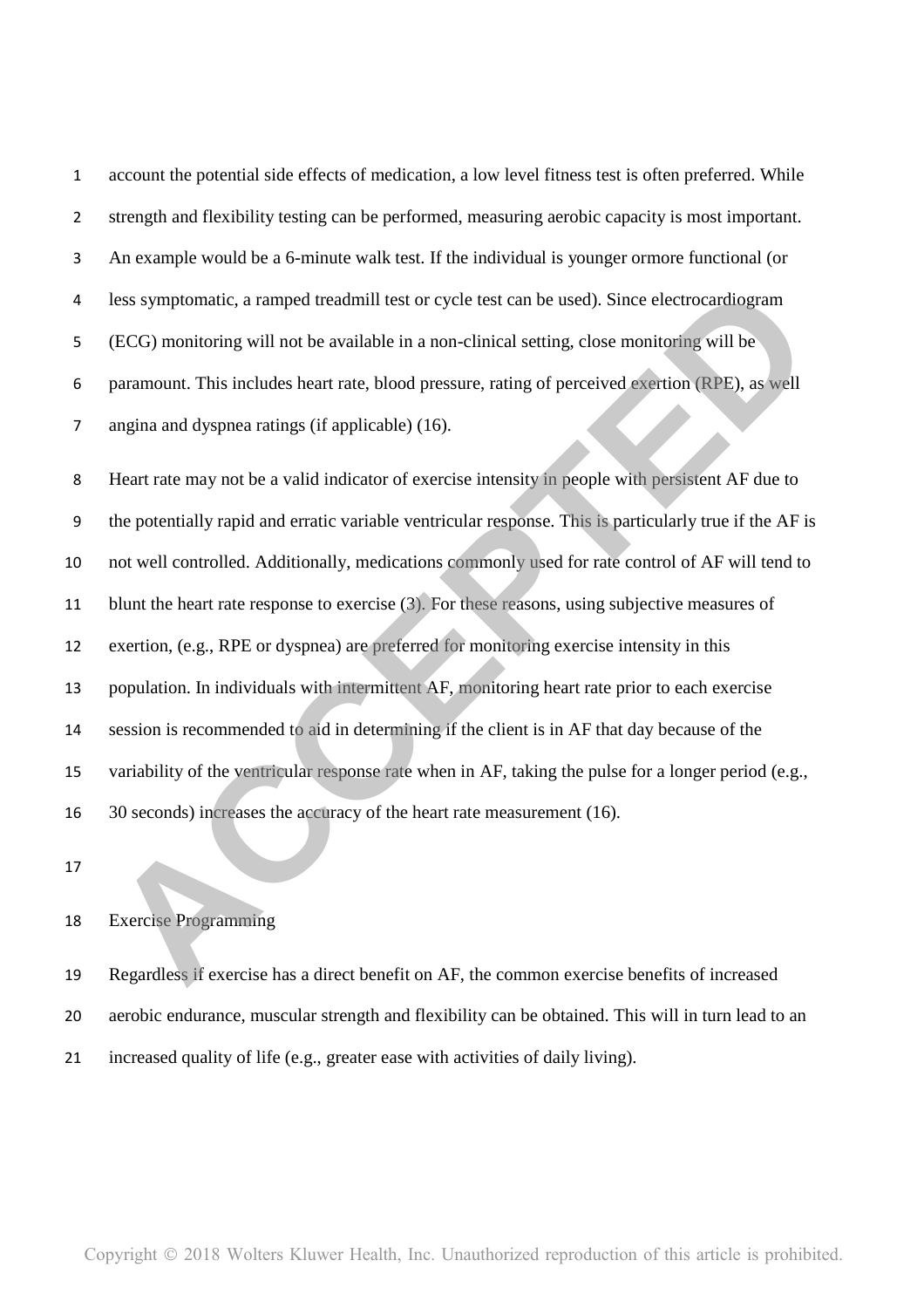account the potential side effects of medication, a low level fitness test is often preferred. While strength and flexibility testing can be performed, measuring aerobic capacity is most important. An example would be a 6-minute walk test. If the individual is younger ormore functional (or less symptomatic, a ramped treadmill test or cycle test can be used). Since electrocardiogram (ECG) monitoring will not be available in a non-clinical setting, close monitoring will be paramount. This includes heart rate, blood pressure, rating of perceived exertion (RPE), as well angina and dyspnea ratings (if applicable) (16).

Heart rate may not be a valid indicator of exercise intensity in people with persistent AF due to the potentially rapid and erratic variable ventricular response. This is particularly true if the AF is not well controlled. Additionally, medications commonly used for rate control of AF will tend to blunt the heart rate response to exercise (3). For these reasons, using subjective measures of exertion, (e.g., RPE or dyspnea) are preferred for monitoring exercise intensity in this population. In individuals with intermittent AF, monitoring heart rate prior to each exercise session is recommended to aid in determining if the client is in AF that day because of the variability of the ventricular response rate when in AF, taking the pulse for a longer period (e.g., 30 seconds) increases the accuracy of the heart rate measurement (16).

## Exercise Programming

Regardless if exercise has a direct benefit on AF, the common exercise benefits of increased aerobic endurance, muscular strength and flexibility can be obtained. This will in turn lead to an increased quality of life (e.g., greater ease with activities of daily living).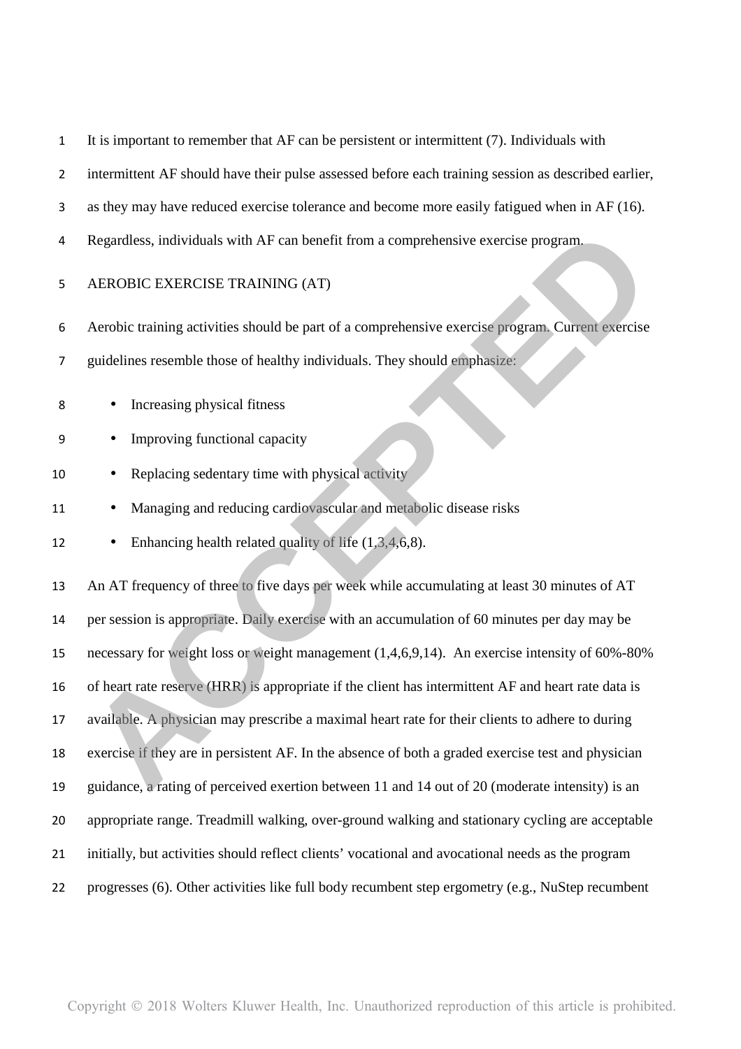It is important to remember that AF can be persistent or intermittent (7). Individuals with intermittent AF should have their pulse assessed before each training session as described earlier, as they may have reduced exercise tolerance and become more easily fatigued when in AF (16). Regardless, individuals with AF can benefit from a comprehensive exercise program.

## AEROBIC EXERCISE TRAINING (AT)

Aerobic training activities should be part of a comprehensive exercise program. Current exercise guidelines resemble those of healthy individuals. They should emphasize:

- Increasing physical fitness
- Improving functional capacity
- Replacing sedentary time with physical activity
- Managing and reducing cardiovascular and metabolic disease risks
- Enhancing health related quality of life (1,3,4,6,8).

An AT frequency of three to five days per week while accumulating at least 30 minutes of AT per session is appropriate. Daily exercise with an accumulation of 60 minutes per day may be necessary for weight loss or weight management (1,4,6,9,14). An exercise intensity of 60%-80% of heart rate reserve (HRR) is appropriate if the client has intermittent AF and heart rate data is available. A physician may prescribe a maximal heart rate for their clients to adhere to during exercise if they are in persistent AF. In the absence of both a graded exercise test and physician guidance, a rating of perceived exertion between 11 and 14 out of 20 (moderate intensity) is an appropriate range. Treadmill walking, over-ground walking and stationary cycling are acceptable initially, but activities should reflect clients' vocational and avocational needs as the program progresses (6). Other activities like full body recumbent step ergometry (e.g., NuStep recumbent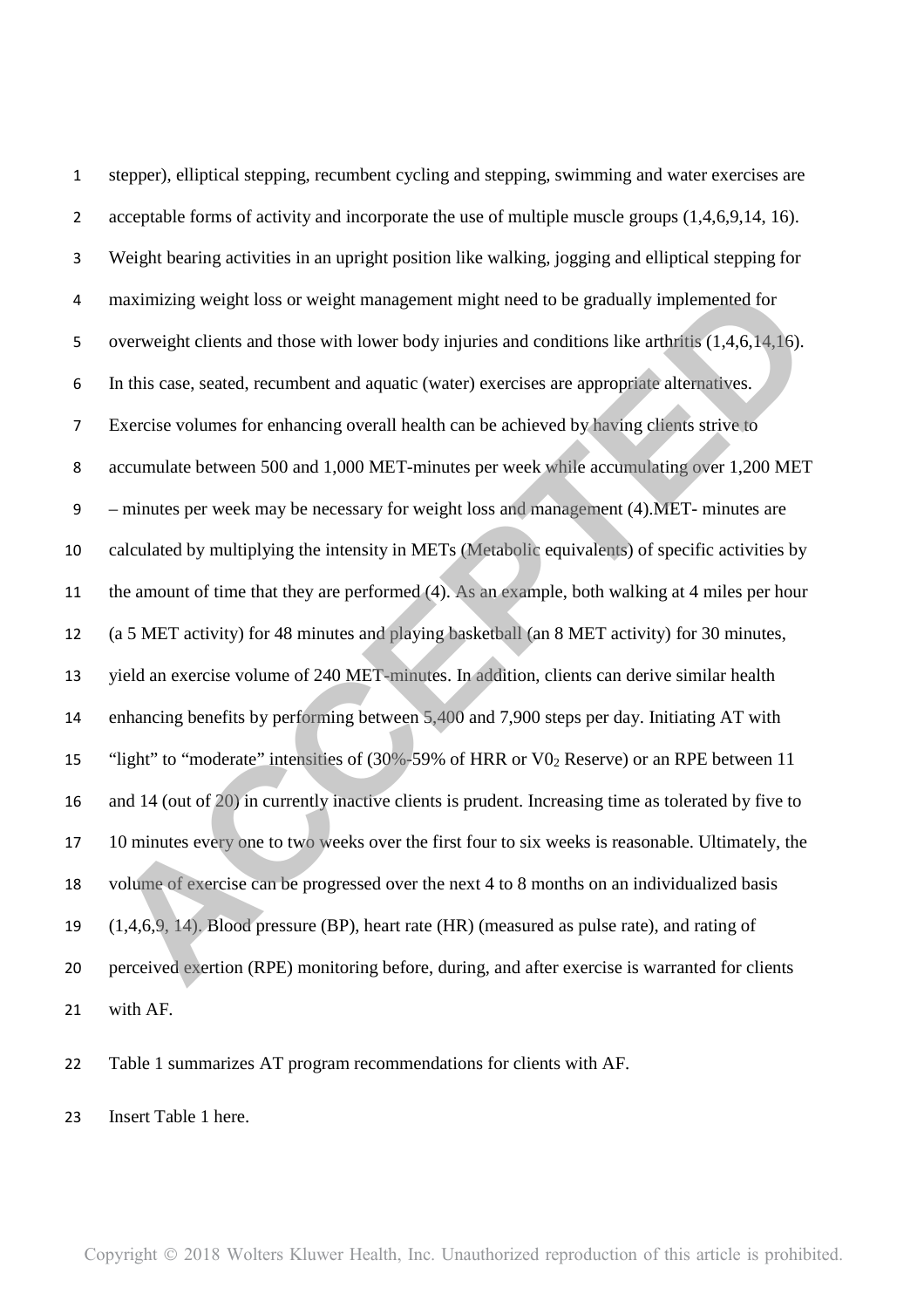stepper), elliptical stepping, recumbent cycling and stepping, swimming and water exercises are acceptable forms of activity and incorporate the use of multiple muscle groups (1,4,6,9,14, 16). Weight bearing activities in an upright position like walking, jogging and elliptical stepping for maximizing weight loss or weight management might need to be gradually implemented for overweight clients and those with lower body injuries and conditions like arthritis (1,4,6,14,16). In this case, seated, recumbent and aquatic (water) exercises are appropriate alternatives. Exercise volumes for enhancing overall health can be achieved by having clients strive to accumulate between 500 and 1,000 MET-minutes per week while accumulating over 1,200 MET – minutes per week may be necessary for weight loss and management (4).MET- minutes are calculated by multiplying the intensity in METs (Metabolic equivalents) of specific activities by the amount of time that they are performed (4). As an example, both walking at 4 miles per hour (a 5 MET activity) for 48 minutes and playing basketball (an 8 MET activity) for 30 minutes, yield an exercise volume of 240 MET-minutes. In addition, clients can derive similar health enhancing benefits by performing between 5,400 and 7,900 steps per day. Initiating AT with "light" to "moderate" intensities of (30%-59% of HRR or $V0_2$ Reserve) or an RPE between 11 and 14 (out of 20) in currently inactive clients is prudent. Increasing time as tolerated by five to 10 minutes every one to two weeks over the first four to six weeks is reasonable. Ultimately, the volume of exercise can be progressed over the next 4 to 8 months on an individualized basis (1,4,6,9, 14). Blood pressure (BP), heart rate (HR) (measured as pulse rate), and rating of perceived exertion (RPE) monitoring before, during, and after exercise is warranted for clients with AF.

Table 1 summarizes AT program recommendations for clients with AF.

Insert Table 1 here.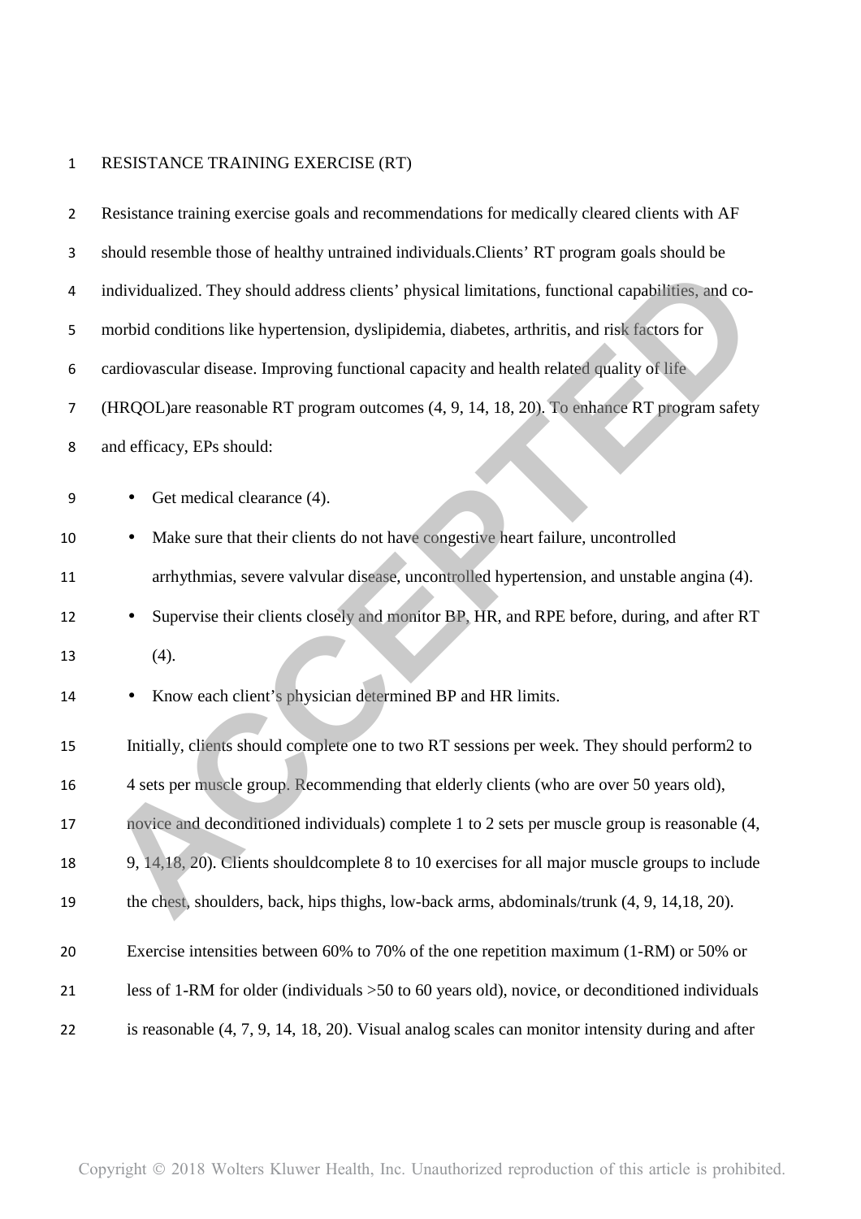# RESISTANCE TRAINING EXERCISE (RT)

Resistance training exercise goals and recommendations for medically cleared clients with AF should resemble those of healthy untrained individuals.Clients' RT program goals should be individualized. They should address clients' physical limitations, functional capabilities, and co-morbid conditions like hypertension, dyslipidemia, diabetes, arthritis, and risk factors for cardiovascular disease. Improving functional capacity and health related quality of life (HRQOL)are reasonable RT program outcomes (4, 9, 14, 18, 20). To enhance RT program safety and efficacy, EPs should:

- Get medical clearance (4).
- Make sure that their clients do not have congestive heart failure, uncontrolled arrhythmias, severe valvular disease, uncontrolled hypertension, and unstable angina (4).
- Supervise their clients closely and monitor BP, HR, and RPE before, during, and after RT (4).
- Know each client's physician determined BP and HR limits.

Initially, clients should complete one to two RT sessions per week. They should perform2 to 4 sets per muscle group. Recommending that elderly clients (who are over 50 years old), novice and deconditioned individuals) complete 1 to 2 sets per muscle group is reasonable (4, 9, 14,18, 20). Clients shouldcomplete 8 to 10 exercises for all major muscle groups to include the chest, shoulders, back, hips thighs, low-back arms, abdominals/trunk (4, 9, 14,18, 20).

Exercise intensities between 60% to 70% of the one repetition maximum (1-RM) or 50% or less of 1-RM for older (individuals >50 to 60 years old), novice, or deconditioned individuals is reasonable (4, 7, 9, 14, 18, 20). Visual analog scales can monitor intensity during and after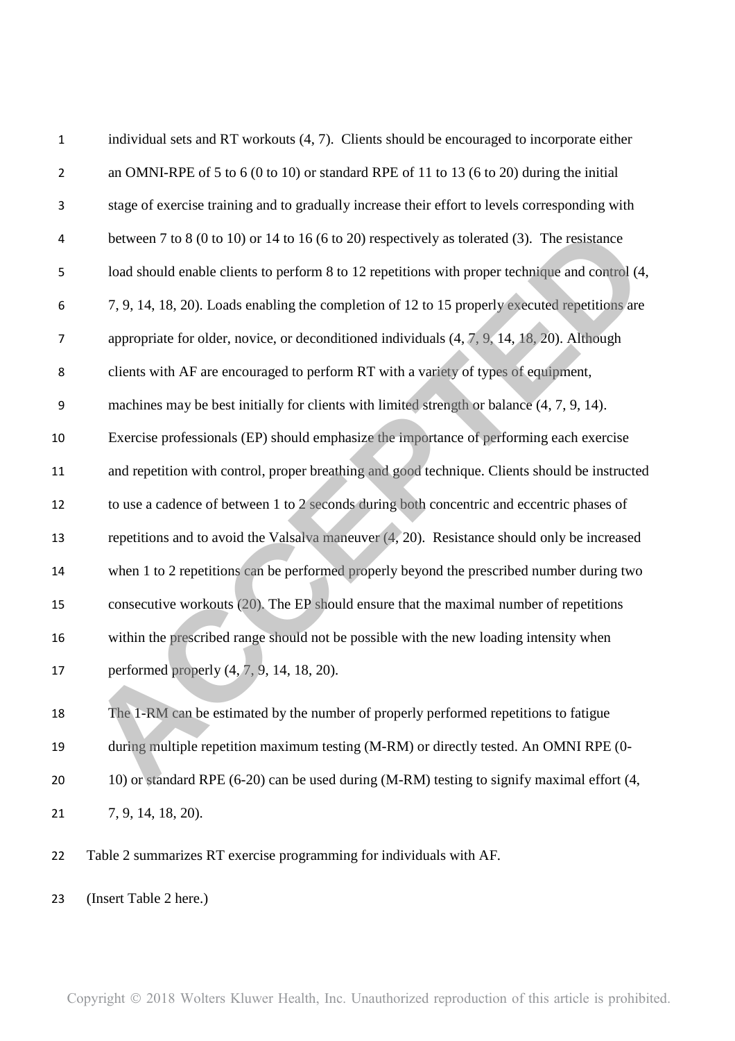individual sets and RT workouts (4, 7). Clients should be encouraged to incorporate either an OMNI-RPE of 5 to 6 (0 to 10) or standard RPE of 11 to 13 (6 to 20) during the initial stage of exercise training and to gradually increase their effort to levels corresponding with between 7 to 8 (0 to 10) or 14 to 16 (6 to 20) respectively as tolerated (3). The resistance load should enable clients to perform 8 to 12 repetitions with proper technique and control (4, 7, 9, 14, 18, 20). Loads enabling the completion of 12 to 15 properly executed repetitions are appropriate for older, novice, or deconditioned individuals (4, 7, 9, 14, 18, 20). Although clients with AF are encouraged to perform RT with a variety of types of equipment, machines may be best initially for clients with limited strength or balance (4, 7, 9, 14). Exercise professionals (EP) should emphasize the importance of performing each exercise and repetition with control, proper breathing and good technique. Clients should be instructed to use a cadence of between 1 to 2 seconds during both concentric and eccentric phases of repetitions and to avoid the Valsalva maneuver (4, 20). Resistance should only be increased when 1 to 2 repetitions can be performed properly beyond the prescribed number during two consecutive workouts (20). The EP should ensure that the maximal number of repetitions within the prescribed range should not be possible with the new loading intensity when performed properly (4, 7, 9, 14, 18, 20).

The 1-RM can be estimated by the number of properly performed repetitions to fatigue during multiple repetition maximum testing (M-RM) or directly tested. An OMNI RPE (0-10) or standard RPE (6-20) can be used during (M-RM) testing to signify maximal effort (4, 7, 9, 14, 18, 20).

Table 2 summarizes RT exercise programming for individuals with AF.

(Insert Table 2 here.)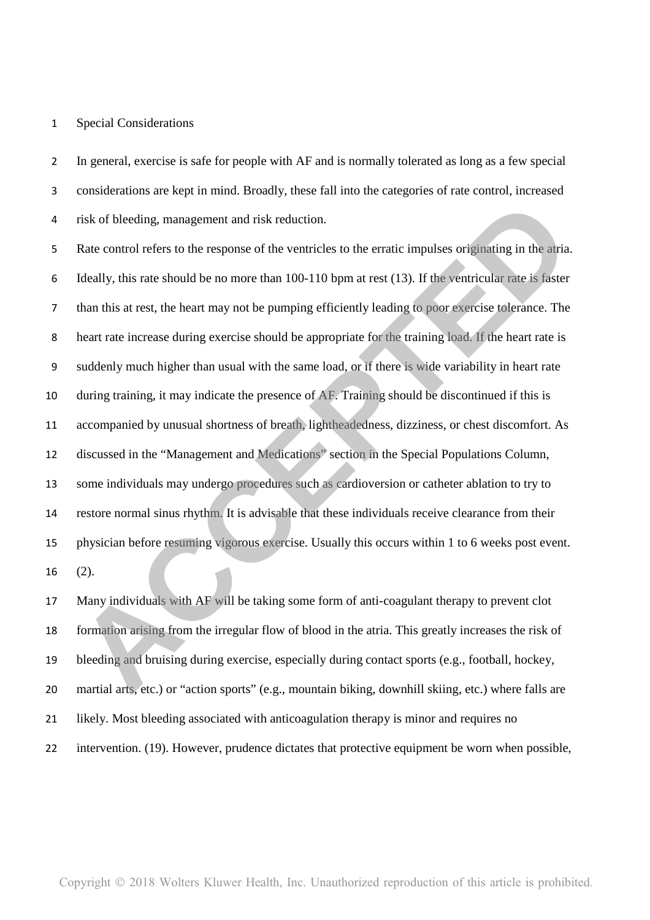## Special Considerations

In general, exercise is safe for people with AF and is normally tolerated as long as a few special considerations are kept in mind. Broadly, these fall into the categories of rate control, increased risk of bleeding, management and risk reduction.

Rate control refers to the response of the ventricles to the erratic impulses originating in the atria. Ideally, this rate should be no more than 100-110 bpm at rest (13). If the ventricular rate is faster than this at rest, the heart may not be pumping efficiently leading to poor exercise tolerance. The heart rate increase during exercise should be appropriate for the training load. If the heart rate is suddenly much higher than usual with the same load, or if there is wide variability in heart rate during training, it may indicate the presence of AF. Training should be discontinued if this is accompanied by unusual shortness of breath, lightheadedness, dizziness, or chest discomfort. As discussed in the "Management and Medications" section in the Special Populations Column, some individuals may undergo procedures such as cardioversion or catheter ablation to try to restore normal sinus rhythm. It is advisable that these individuals receive clearance from their physician before resuming vigorous exercise. Usually this occurs within 1 to 6 weeks post event. (2).

Many individuals with AF will be taking some form of anti-coagulant therapy to prevent clot formation arising from the irregular flow of blood in the atria. This greatly increases the risk of bleeding and bruising during exercise, especially during contact sports (e.g., football, hockey, martial arts, etc.) or "action sports" (e.g., mountain biking, downhill skiing, etc.) where falls are likely. Most bleeding associated with anticoagulation therapy is minor and requires no intervention. (19). However, prudence dictates that protective equipment be worn when possible,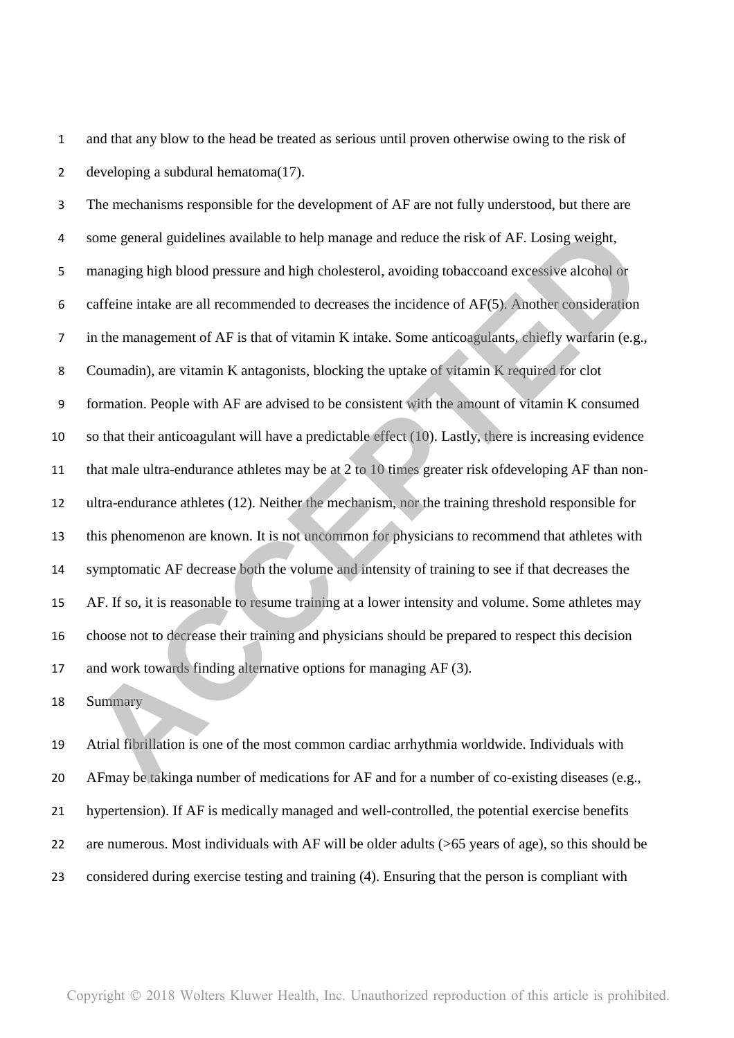and that any blow to the head be treated as serious until proven otherwise owing to the risk of developing a subdural hematoma(17).

The mechanisms responsible for the development of AF are not fully understood, but there are some general guidelines available to help manage and reduce the risk of AF. Losing weight, managing high blood pressure and high cholesterol, avoiding tobaccoand excessive alcohol or caffeine intake are all recommended to decreases the incidence of AF(5). Another consideration in the management of AF is that of vitamin K intake. Some anticoagulants, chiefly warfarin (e.g., Coumadin), are vitamin K antagonists, blocking the uptake of vitamin K required for clot formation. People with AF are advised to be consistent with the amount of vitamin K consumed so that their anticoagulant will have a predictable effect (10). Lastly, there is increasing evidence that male ultra-endurance athletes may be at 2 to 10 times greater risk ofdeveloping AF than non-ultra-endurance athletes (12). Neither the mechanism, nor the training threshold responsible for this phenomenon are known. It is not uncommon for physicians to recommend that athletes with symptomatic AF decrease both the volume and intensity of training to see if that decreases the AF. If so, it is reasonable to resume training at a lower intensity and volume. Some athletes may choose not to decrease their training and physicians should be prepared to respect this decision and work towards finding alternative options for managing AF (3).

## Summary

Atrial fibrillation is one of the most common cardiac arrhythmia worldwide. Individuals with AFmay be takinga number of medications for AF and for a number of co-existing diseases (e.g., hypertension). If AF is medically managed and well-controlled, the potential exercise benefits are numerous. Most individuals with AF will be older adults (>65 years of age), so this should be considered during exercise testing and training (4). Ensuring that the person is compliant with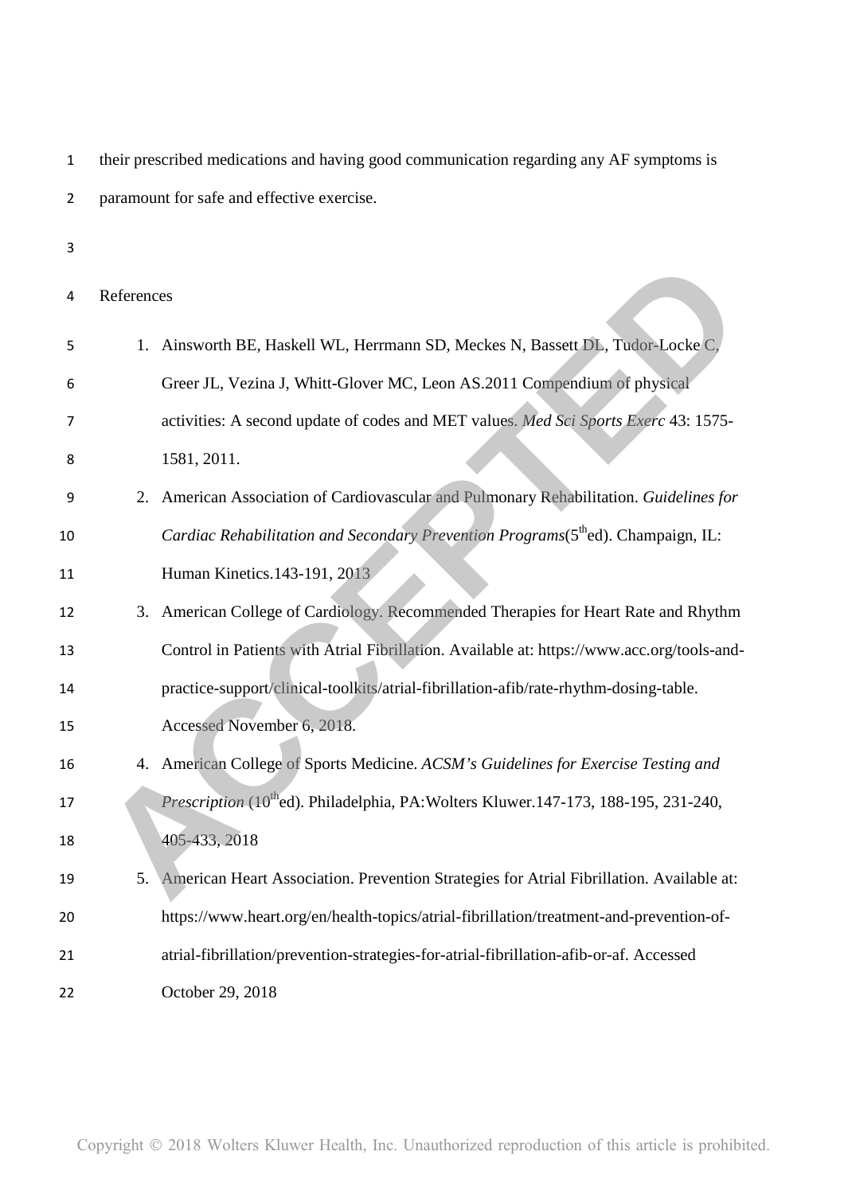their prescribed medications and having good communication regarding any AF symptoms is paramount for safe and effective exercise.

## References

1. Ainsworth BE, Haskell WL, Herrmann SD, Meckes N, Bassett DL, Tudor-Locke C, Greer JL, Vezina J, Whitt-Glover MC, Leon AS.2011 Compendium of physical activities: A second update of codes and MET values. *Med Sci Sports Exerc* 43: 1575-1581, 2011.
2. American Association of Cardiovascular and Pulmonary Rehabilitation. *Guidelines for Cardiac Rehabilitation and Secondary Prevention Programs*(5thed). Champaign, IL: Human Kinetics.143-191, 2013
3. American College of Cardiology. Recommended Therapies for Heart Rate and Rhythm Control in Patients with Atrial Fibrillation. Available at: https://www.acc.org/tools-and-practice-support/clinical-toolkits/atrial-fibrillation-afib/rate-rhythm-dosing-table. Accessed November 6, 2018.
4. American College of Sports Medicine. *ACSM's Guidelines for Exercise Testing and Prescription* (10thed). Philadelphia, PA:Wolters Kluwer.147-173, 188-195, 231-240, 405-433, 2018
5. American Heart Association. Prevention Strategies for Atrial Fibrillation. Available at: https://www.heart.org/en/health-topics/atrial-fibrillation/treatment-and-prevention-of-atrial-fibrillation/prevention-strategies-for-atrial-fibrillation-afib-or-af. Accessed October 29, 2018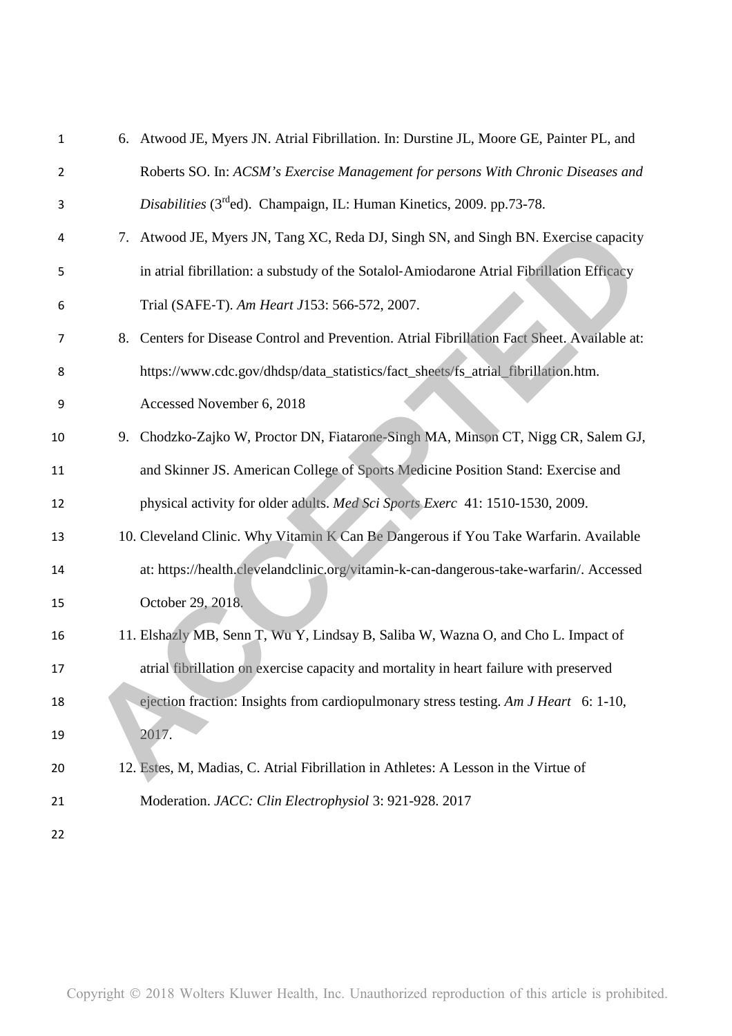6. Atwood JE, Myers JN. Atrial Fibrillation. In: Durstine JL, Moore GE, Painter PL, and Roberts SO. In: *ACSM's Exercise Management for persons With Chronic Diseases and Disabilities* (3[rd]ed). Champaign, IL: Human Kinetics, 2009. pp.73-78.
7. Atwood JE, Myers JN, Tang XC, Reda DJ, Singh SN, and Singh BN. Exercise capacity in atrial fibrillation: a substudy of the Sotalol-Amiodarone Atrial Fibrillation Efficacy Trial (SAFE-T). *Am Heart J*153: 566-572, 2007.
8. Centers for Disease Control and Prevention. Atrial Fibrillation Fact Sheet. Available at: https://www.cdc.gov/dhdsp/data_statistics/fact_sheets/fs_atrial_fibrillation.htm. Accessed November 6, 2018
9. Chodzko-Zajko W, Proctor DN, Fiatarone-Singh MA, Minson CT, Nigg CR, Salem GJ, and Skinner JS. American College of Sports Medicine Position Stand: Exercise and physical activity for older adults. *Med Sci Sports Exerc* 41: 1510-1530, 2009.
10. Cleveland Clinic. Why Vitamin K Can Be Dangerous if You Take Warfarin. Available at: https://health.clevelandclinic.org/vitamin-k-can-dangerous-take-warfarin/. Accessed October 29, 2018.
11. Elshazly MB, Senn T, Wu Y, Lindsay B, Saliba W, Wazna O, and Cho L. Impact of atrial fibrillation on exercise capacity and mortality in heart failure with preserved ejection fraction: Insights from cardiopulmonary stress testing. *Am J Heart* 6: 1-10, 2017.
12. Estes, M, Madias, C. Atrial Fibrillation in Athletes: A Lesson in the Virtue of Moderation. *JACC: Clin Electrophysiol* 3: 921-928. 2017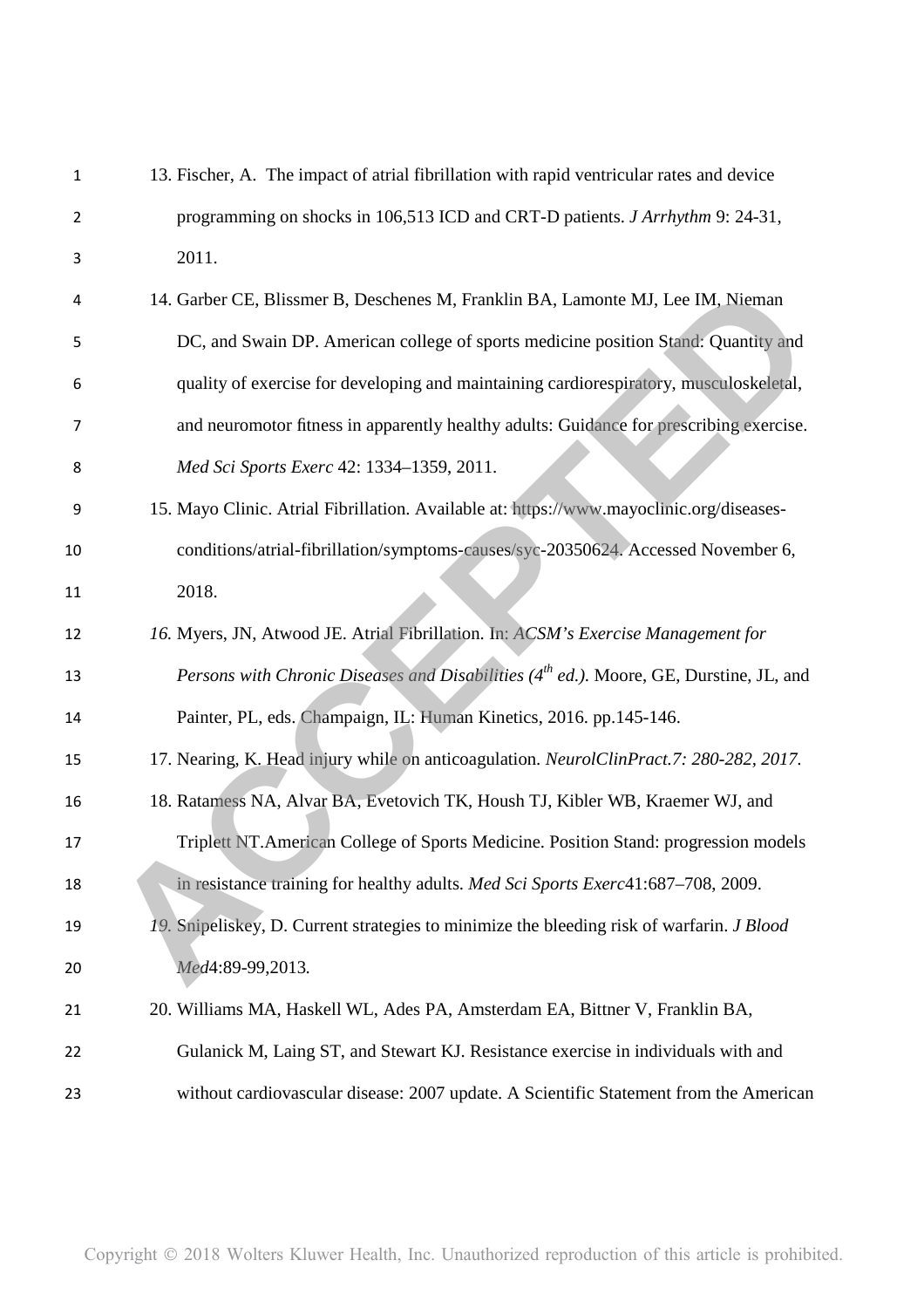13. Fischer, A. The impact of atrial fibrillation with rapid ventricular rates and device programming on shocks in 106,513 ICD and CRT-D patients. *J Arrhythm* 9: 24-31, 2011.

14. Garber CE, Blissmer B, Deschenes M, Franklin BA, Lamonte MJ, Lee IM, Nieman DC, and Swain DP. American college of sports medicine position Stand: Quantity and quality of exercise for developing and maintaining cardiorespiratory, musculoskeletal, and neuromotor fitness in apparently healthy adults: Guidance for prescribing exercise. *Med Sci Sports Exerc* 42: 1334–1359, 2011.

15. Mayo Clinic. Atrial Fibrillation. Available at: https://www.mayoclinic.org/diseases-conditions/atrial-fibrillation/symptoms-causes/syc-20350624. Accessed November 6, 2018.

*16.* Myers, JN, Atwood JE. Atrial Fibrillation. In: *ACSM's Exercise Management for Persons with Chronic Diseases and Disabilities (4th ed.)*. Moore, GE, Durstine, JL, and Painter, PL, eds. Champaign, IL: Human Kinetics, 2016. pp.145-146.

17. Nearing, K. Head injury while on anticoagulation. *NeurolClinPract.7: 280-282, 2017.*

18. Ratamess NA, Alvar BA, Evetovich TK, Housh TJ, Kibler WB, Kraemer WJ, and Triplett NT.American College of Sports Medicine. Position Stand: progression models in resistance training for healthy adults. *Med Sci Sports Exerc*41:687–708, 2009.

*19.* Snipeliskey, D. Current strategies to minimize the bleeding risk of warfarin. *J Blood Med*4:89-99,2013*.*

20. Williams MA, Haskell WL, Ades PA, Amsterdam EA, Bittner V, Franklin BA, Gulanick M, Laing ST, and Stewart KJ. Resistance exercise in individuals with and without cardiovascular disease: 2007 update. A Scientific Statement from the American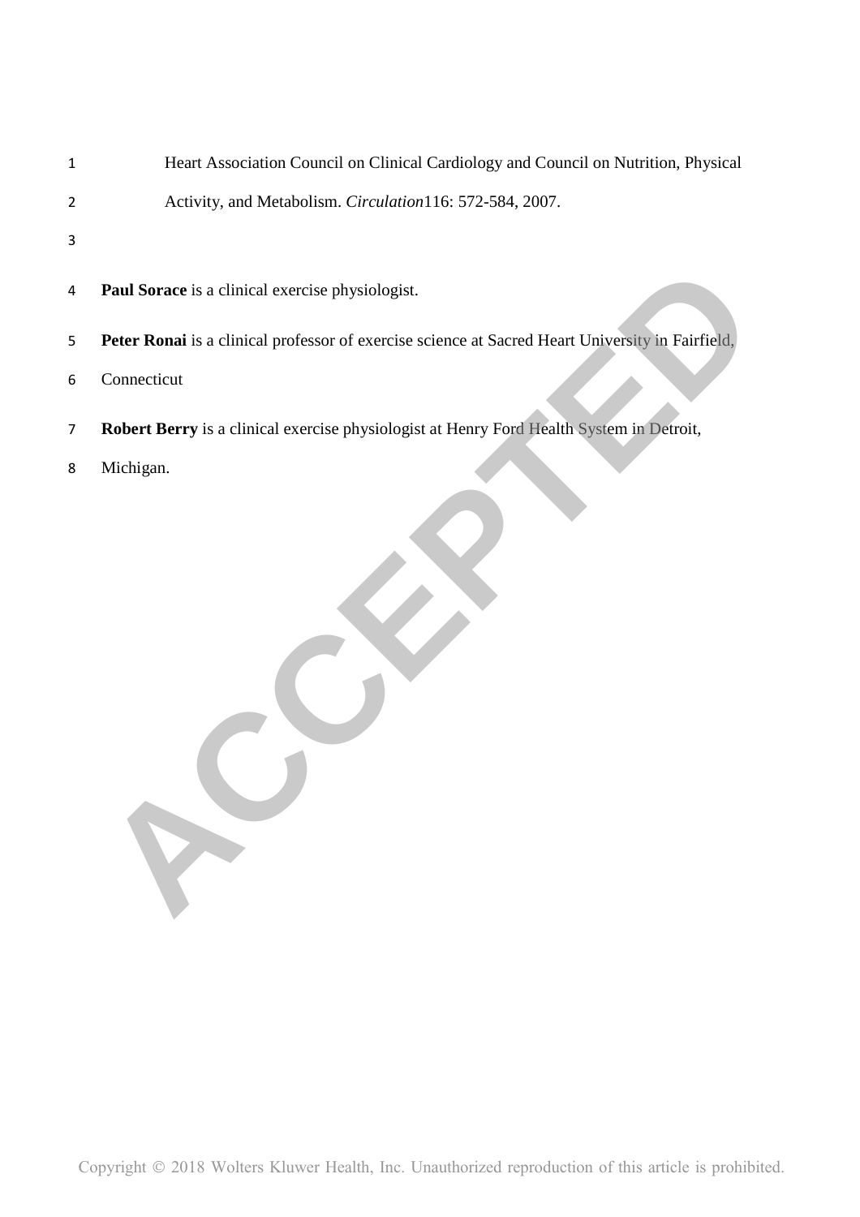Heart Association Council on Clinical Cardiology and Council on Nutrition, Physical Activity, and Metabolism. *Circulation*116: 572-584, 2007.

**Paul Sorace** is a clinical exercise physiologist.

**Peter Ronai** is a clinical professor of exercise science at Sacred Heart University in Fairfield, Connecticut

**Robert Berry** is a clinical exercise physiologist at Henry Ford Health System in Detroit, Michigan.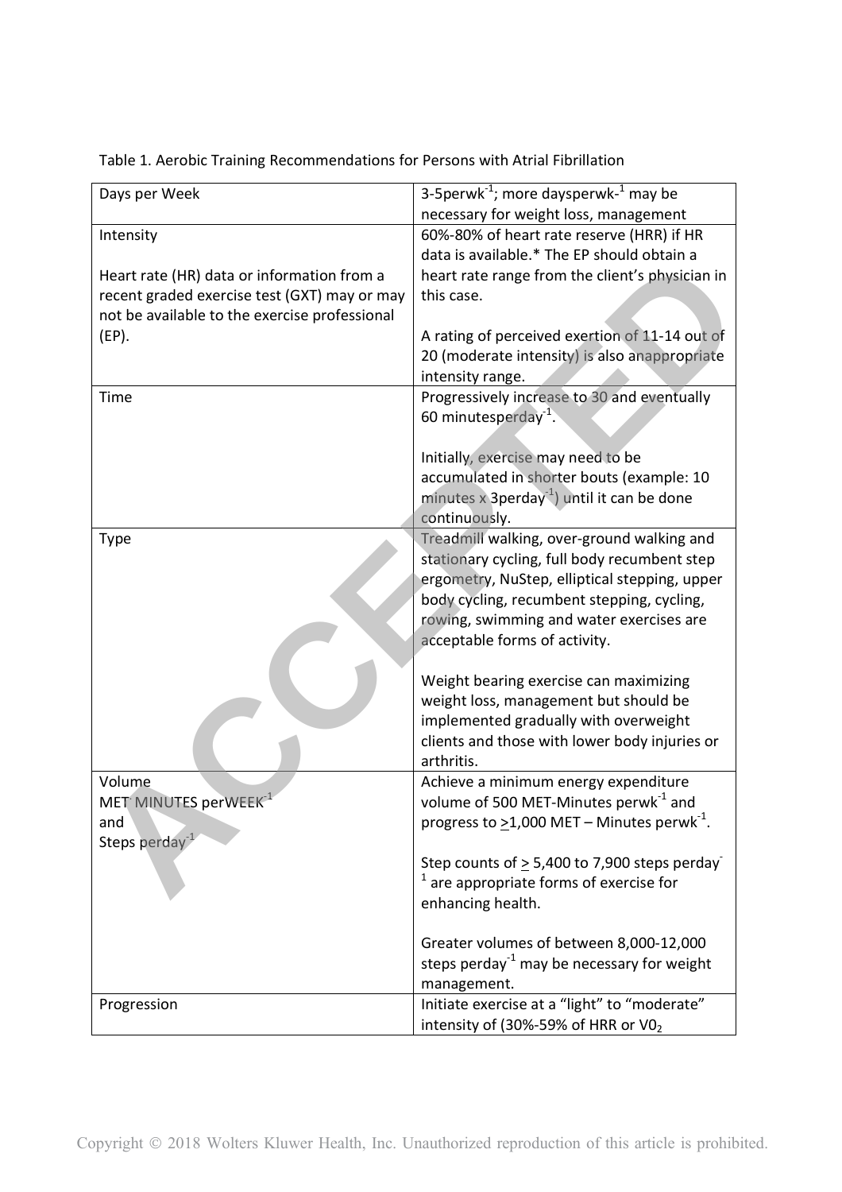Table 1. Aerobic Training Recommendations for Persons with Atrial Fibrillation

| | |
|---|---|
| Days per Week | 3-5perwk$^{-1}$; more daysperwk-$^{1}$ may be necessary for weight loss, management |
| Intensity<br><br>Heart rate (HR) data or information from a recent graded exercise test (GXT) may or may not be available to the exercise professional (EP). | 60%-80% of heart rate reserve (HRR) if HR data is available.* The EP should obtain a heart rate range from the client's physician in this case.<br><br>A rating of perceived exertion of 11-14 out of 20 (moderate intensity) is also anappropriate intensity range. |
| Time | Progressively increase to 30 and eventually 60 minutesperday$^{-1}$.<br><br>Initially, exercise may need to be accumulated in shorter bouts (example: 10 minutes x 3perday$^{-1}$) until it can be done continuously. |
| Type | Treadmill walking, over-ground walking and stationary cycling, full body recumbent step ergometry, NuStep, elliptical stepping, upper body cycling, recumbent stepping, cycling, rowing, swimming and water exercises are acceptable forms of activity.<br><br>Weight bearing exercise can maximizing weight loss, management but should be implemented gradually with overweight clients and those with lower body injuries or arthritis. |
| Volume<br>MET MINUTES perWEEK$^{-1}$<br>and<br>Steps perday$^{-1}$ | Achieve a minimum energy expenditure volume of 500 MET-Minutes perwk$^{-1}$ and progress to $\geq$1,000 MET – Minutes perwk$^{-1}$.<br><br>Step counts of $\geq$ 5,400 to 7,900 steps perday$^{-1}$ are appropriate forms of exercise for enhancing health.<br><br>Greater volumes of between 8,000-12,000 steps perday$^{-1}$ may be necessary for weight management. |
| Progression | Initiate exercise at a "light" to "moderate" intensity of (30%-59% of HRR or $V0_2$ |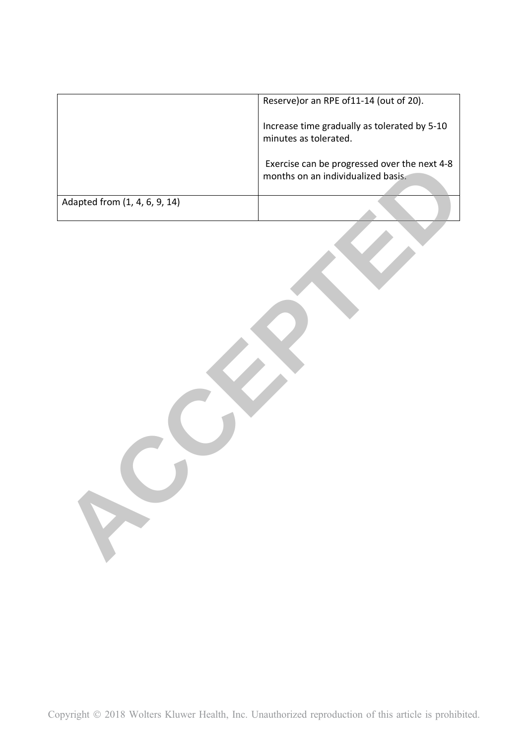|  |  |
|---|---|
|  | Reserve)or an RPE of11-14 (out of 20).<br><br>Increase time gradually as tolerated by 5-10 minutes as tolerated.<br><br>Exercise can be progressed over the next 4-8 months on an individualized basis. |
| Adapted from (1, 4, 6, 9, 14) |  |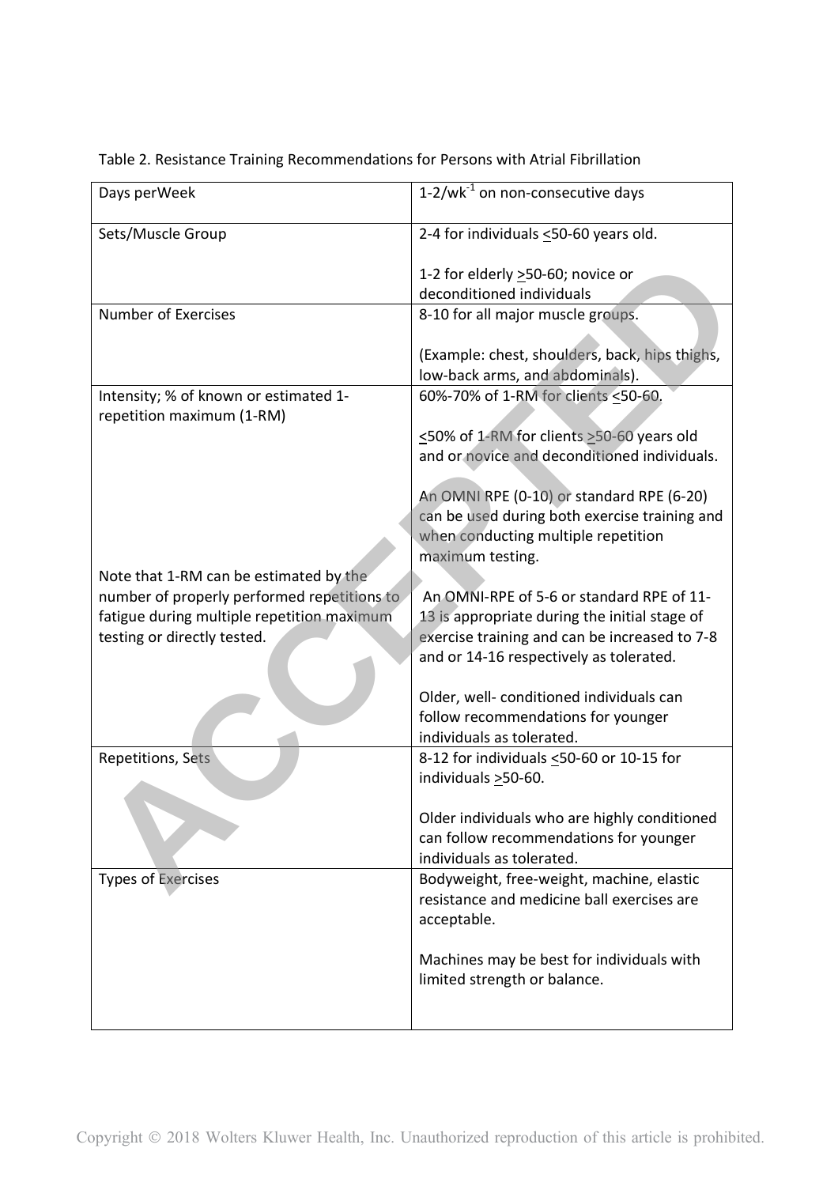Table 2. Resistance Training Recommendations for Persons with Atrial Fibrillation

| Days perWeek | 1-2/wk$^{-1}$ on non-consecutive days |
|---|---|
| Sets/Muscle Group | 2-4 for individuals <50-60 years old.<br><br>1-2 for elderly >50-60; novice or deconditioned individuals |
| Number of Exercises | 8-10 for all major muscle groups.<br><br>(Example: chest, shoulders, back, hips thighs, low-back arms, and abdominals). |
| Intensity; % of known or estimated 1-repetition maximum (1-RM)<br><br>Note that 1-RM can be estimated by the number of properly performed repetitions to fatigue during multiple repetition maximum testing or directly tested. | 60%-70% of 1-RM for clients <50-60.<br><br><50% of 1-RM for clients >50-60 years old and or novice and deconditioned individuals.<br><br>An OMNI RPE (0-10) or standard RPE (6-20) can be used during both exercise training and when conducting multiple repetition maximum testing.<br><br>An OMNI-RPE of 5-6 or standard RPE of 11-13 is appropriate during the initial stage of exercise training and can be increased to 7-8 and or 14-16 respectively as tolerated.<br><br>Older, well- conditioned individuals can follow recommendations for younger individuals as tolerated. |
| Repetitions, Sets | 8-12 for individuals <50-60 or 10-15 for individuals >50-60.<br><br>Older individuals who are highly conditioned can follow recommendations for younger individuals as tolerated. |
| Types of Exercises | Bodyweight, free-weight, machine, elastic resistance and medicine ball exercises are acceptable.<br><br>Machines may be best for individuals with limited strength or balance. |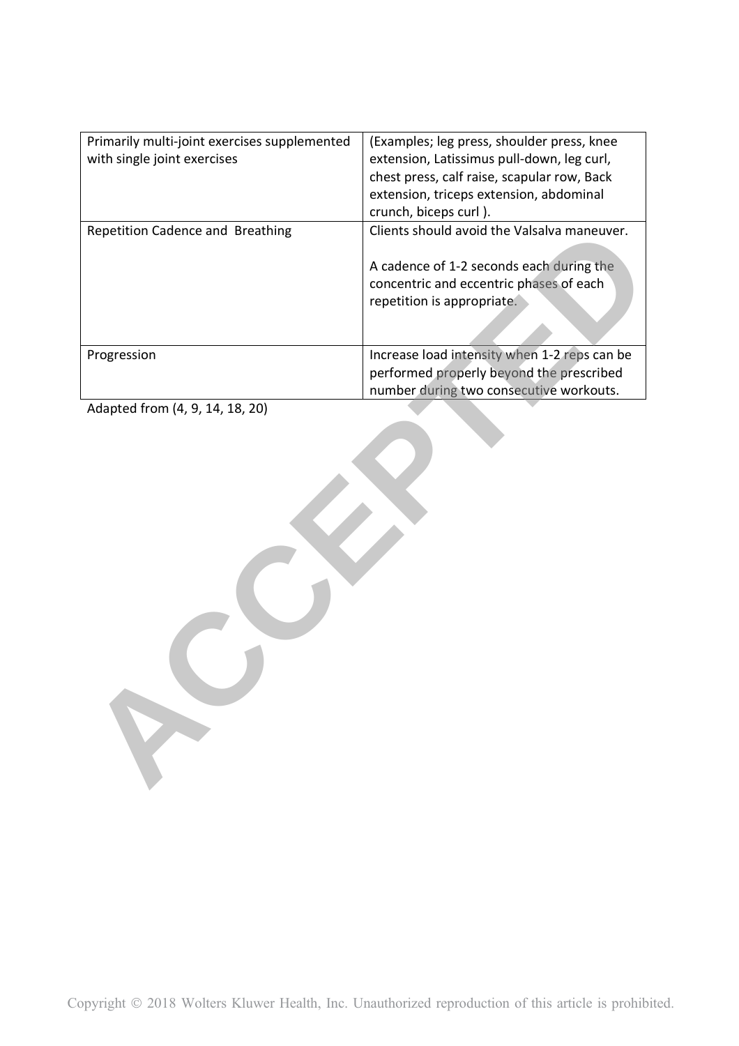| | |
|---|---|
| Primarily multi-joint exercises supplemented with single joint exercises | (Examples; leg press, shoulder press, knee extension, Latissimus pull-down, leg curl, chest press, calf raise, scapular row, Back extension, triceps extension, abdominal crunch, biceps curl ). |
| Repetition Cadence and Breathing | Clients should avoid the Valsalva maneuver.<br><br>A cadence of 1-2 seconds each during the concentric and eccentric phases of each repetition is appropriate. |
| Progression | Increase load intensity when 1-2 reps can be performed properly beyond the prescribed number during two consecutive workouts. |

Adapted from (4, 9, 14, 18, 20)